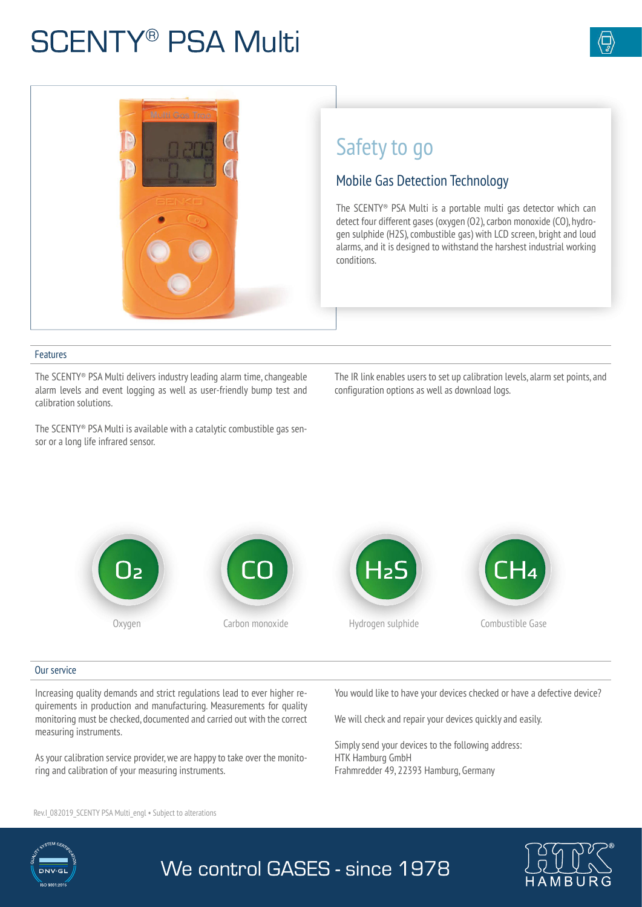# SCENTY® PSA Multi

## Safety to go

### Mobile Gas Detection Technology

The SCENTY® PSA Multi is a portable multi gas detector which can detect four different gases (oxygen (O2), carbon monoxide (CO), hydrogen sulphide (H2S), combustible gas) with LCD screen, bright and loud alarms, and it is designed to withstand the harshest industrial working conditions.

## Features

The SCENTY® PSA Multi delivers industry leading alarm time, changeable alarm levels and event logging as well as user-friendly bump test and calibration solutions.

The SCENTY® PSA Multi is available with a catalytic combustible gas sensor or a long life infrared sensor.

The IR link enables users to set up calibration levels, alarm set points, and configuration options as well as download logs.

$O_2$ Oxygen

CO Carbon monoxide

$H_2S$ Hydrogen sulphide

$CH_4$ Combustible Gase

## Our service

Increasing quality demands and strict regulations lead to ever higher requirements in production and manufacturing. Measurements for quality monitoring must be checked, documented and carried out with the correct measuring instruments.

As your calibration service provider, we are happy to take over the monitoring and calibration of your measuring instruments.

You would like to have your devices checked or have a defective device?

We will check and repair your devices quickly and easily.

Simply send your devices to the following address:
HTK Hamburg GmbH
Frahmredder 49, 22393 Hamburg, Germany

Rev.I_082019_SCENTY PSA Multi_engl • Subject to alterations

We control GASES - since 1978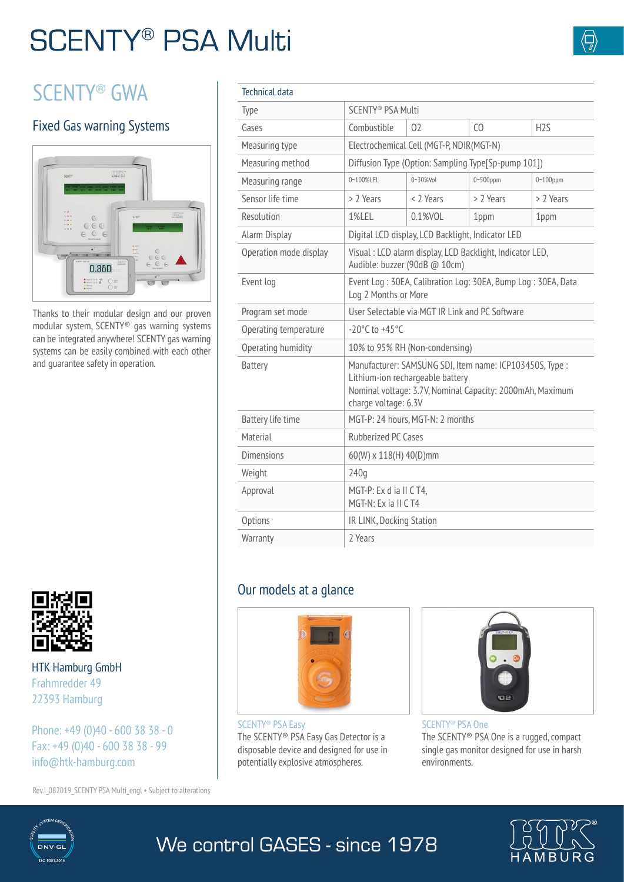# SCENTY® PSA Multi

## SCENTY® GWA

### Fixed Gas warning Systems

Thanks to their modular design and our proven modular system, SCENTY® gas warning systems can be integrated anywhere! SCENTY gas warning systems can be easily combined with each other and guarantee safety in operation.

| Technical data | | | | |
|---|---|---|---|---|
| Type | SCENTY® PSA Multi | | | |
| Gases | Combustible | O2 | CO | H2S |
| Measuring type | Electrochemical Cell (MGT-P, NDIR(MGT-N) | | | |
| Measuring method | Diffusion Type (Option: Sampling Type[Sp-pump 101]) | | | |
| Measuring range | 0~100%LEL | 0~30%Vol | 0~500ppm | 0~100ppm |
| Sensor life time | > 2 Years | < 2 Years | > 2 Years | > 2 Years |
| Resolution | 1%LEL | 0.1%VOL | 1ppm | 1ppm |
| Alarm Display | Digital LCD display, LCD Backlight, Indicator LED | | | |
| Operation mode display | Visual : LCD alarm display, LCD Backlight, Indicator LED, Audible: buzzer (90dB @ 10cm) | | | |
| Event log | Event Log : 30EA, Calibration Log: 30EA, Bump Log : 30EA, Data Log 2 Months or More | | | |
| Program set mode | User Selectable via MGT IR Link and PC Software | | | |
| Operating temperature | -20°C to +45°C | | | |
| Operating humidity | 10% to 95% RH (Non-condensing) | | | |
| Battery | Manufacturer: SAMSUNG SDI, Item name: ICP103450S, Type : Lithium-ion rechargeable battery Nominal voltage: 3.7V, Nominal Capacity: 2000mAh, Maximum charge voltage: 6.3V | | | |
| Battery life time | MGT-P: 24 hours, MGT-N: 2 months | | | |
| Material | Rubberized PC Cases | | | |
| Dimensions | 60(W) x 118(H) 40(D)mm | | | |
| Weight | 240g | | | |
| Approval | MGT-P: Ex d ia II C T4, MGT-N: Ex ia II C T4 | | | |
| Options | IR LINK, Docking Station | | | |
| Warranty | 2 Years | | | |

## Our models at a glance

**SCENTY® PSA Easy**
The SCENTY® PSA Easy Gas Detector is a disposable device and designed for use in potentially explosive atmospheres.

**SCENTY® PSA One**
The SCENTY® PSA One is a rugged, compact single gas monitor designed for use in harsh environments.

HTK Hamburg GmbH
Frahmredder 49
22393 Hamburg

Phone: +49 (0)40 - 600 38 38 - 0
Fax: +49 (0)40 - 600 38 38 - 99
info@htk-hamburg.com

Rev.I_082019_SCENTY PSA Multi_engl • Subject to alterations

We control GASES - since 1978